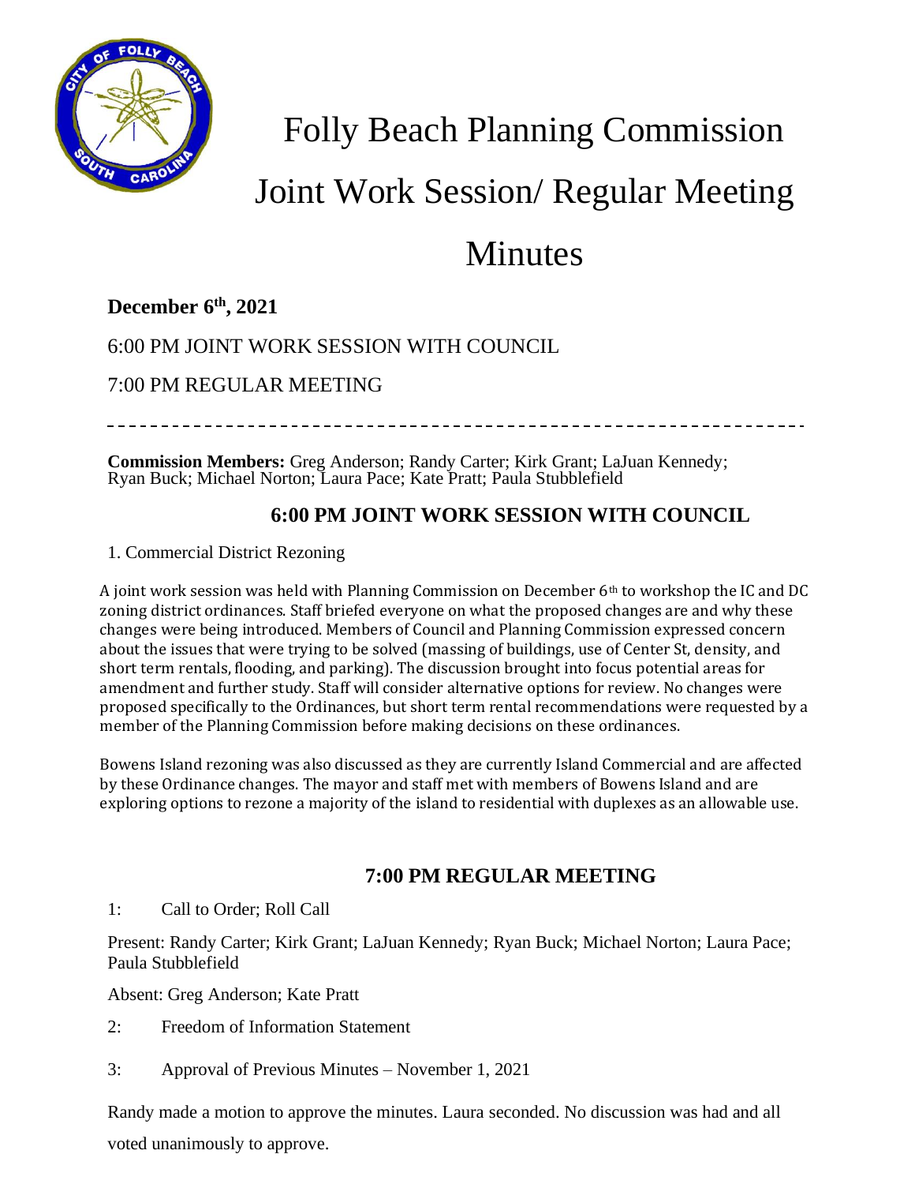# Folly Beach Planning Commission Joint Work Session/ Regular Meeting Minutes

**December 6th, 2021**

6:00 PM JOINT WORK SESSION WITH COUNCIL

7:00 PM REGULAR MEETING

---

**Commission Members:** Greg Anderson; Randy Carter; Kirk Grant; LaJuan Kennedy; Ryan Buck; Michael Norton; Laura Pace; Kate Pratt; Paula Stubblefield

## 6:00 PM JOINT WORK SESSION WITH COUNCIL

1. Commercial District Rezoning

A joint work session was held with Planning Commission on December 6th to workshop the IC and DC zoning district ordinances. Staff briefed everyone on what the proposed changes are and why these changes were being introduced. Members of Council and Planning Commission expressed concern about the issues that were trying to be solved (massing of buildings, use of Center St, density, and short term rentals, flooding, and parking). The discussion brought into focus potential areas for amendment and further study. Staff will consider alternative options for review. No changes were proposed specifically to the Ordinances, but short term rental recommendations were requested by a member of the Planning Commission before making decisions on these ordinances.

Bowens Island rezoning was also discussed as they are currently Island Commercial and are affected by these Ordinance changes. The mayor and staff met with members of Bowens Island and are exploring options to rezone a majority of the island to residential with duplexes as an allowable use.

## 7:00 PM REGULAR MEETING

1: Call to Order; Roll Call

Present: Randy Carter; Kirk Grant; LaJuan Kennedy; Ryan Buck; Michael Norton; Laura Pace; Paula Stubblefield

Absent: Greg Anderson; Kate Pratt

2: Freedom of Information Statement

3: Approval of Previous Minutes – November 1, 2021

Randy made a motion to approve the minutes. Laura seconded. No discussion was had and all voted unanimously to approve.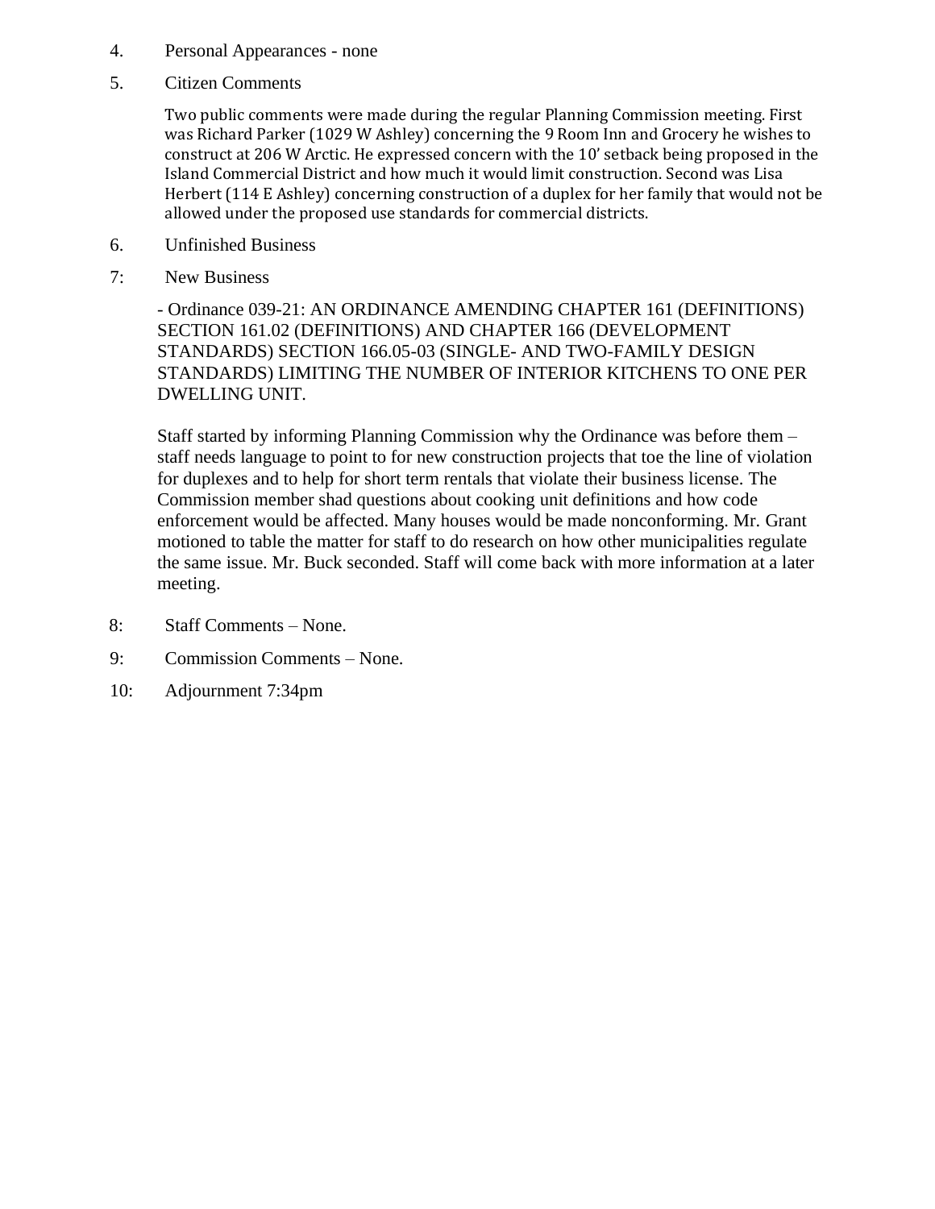4. Personal Appearances - none

5. Citizen Comments

   Two public comments were made during the regular Planning Commission meeting. First was Richard Parker (1029 W Ashley) concerning the 9 Room Inn and Grocery he wishes to construct at 206 W Arctic. He expressed concern with the 10' setback being proposed in the Island Commercial District and how much it would limit construction. Second was Lisa Herbert (114 E Ashley) concerning construction of a duplex for her family that would not be allowed under the proposed use standards for commercial districts.

6. Unfinished Business

7: New Business

   - Ordinance 039-21: AN ORDINANCE AMENDING CHAPTER 161 (DEFINITIONS) SECTION 161.02 (DEFINITIONS) AND CHAPTER 166 (DEVELOPMENT STANDARDS) SECTION 166.05-03 (SINGLE- AND TWO-FAMILY DESIGN STANDARDS) LIMITING THE NUMBER OF INTERIOR KITCHENS TO ONE PER DWELLING UNIT.

   Staff started by informing Planning Commission why the Ordinance was before them – staff needs language to point to for new construction projects that toe the line of violation for duplexes and to help for short term rentals that violate their business license. The Commission member shad questions about cooking unit definitions and how code enforcement would be affected. Many houses would be made nonconforming. Mr. Grant motioned to table the matter for staff to do research on how other municipalities regulate the same issue. Mr. Buck seconded. Staff will come back with more information at a later meeting.

8: Staff Comments – None.

9: Commission Comments – None.

10: Adjournment 7:34pm